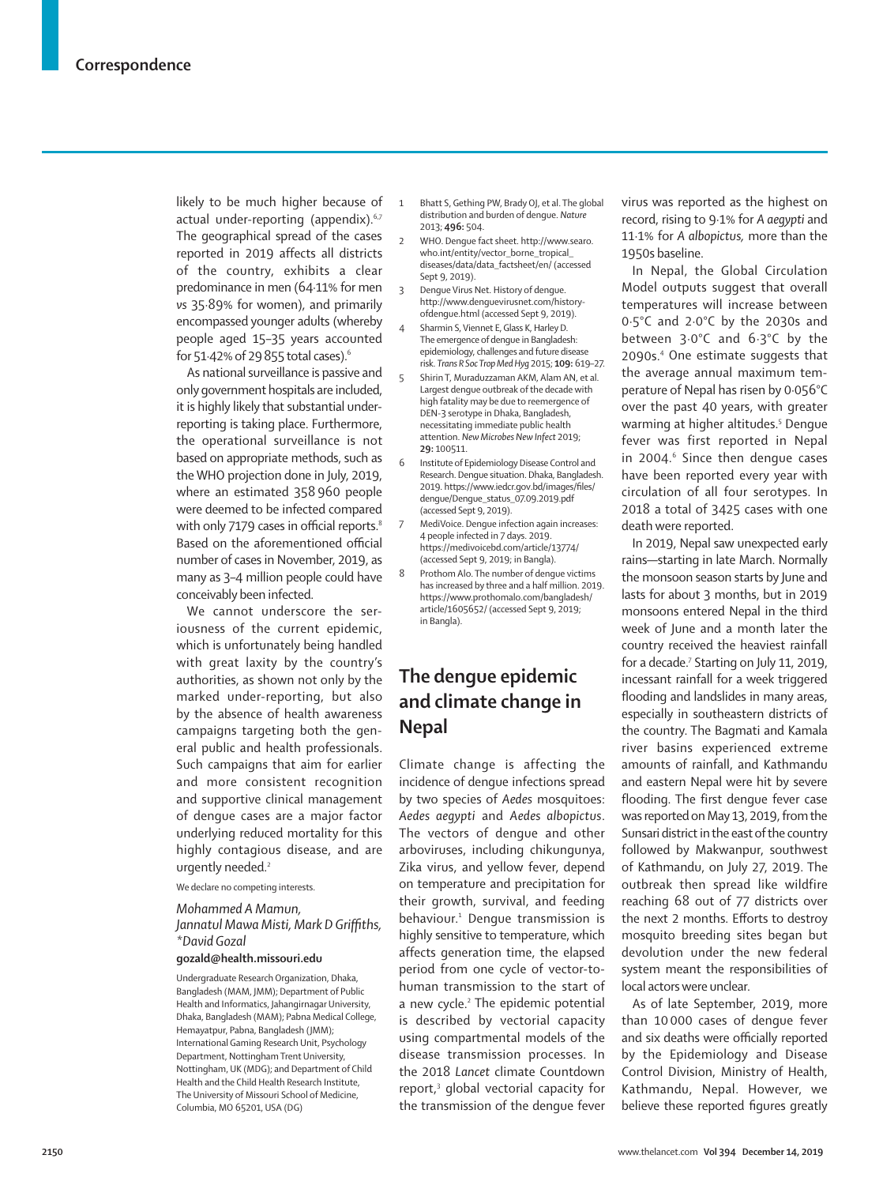likely to be much higher because of actual under-reporting (appendix).[6,7] The geographical spread of the cases reported in 2019 affects all districts of the country, exhibits a clear predominance in men (64·11% for men *vs* 35·89% for women), and primarily encompassed younger adults (whereby people aged 15–35 years accounted for 51·42% of 29 855 total cases).[6]

As national surveillance is passive and only government hospitals are included, it is highly likely that substantial under-reporting is taking place. Furthermore, the operational surveillance is not based on appropriate methods, such as the WHO projection done in July, 2019, where an estimated 358 960 people were deemed to be infected compared with only 7179 cases in official reports.[8] Based on the aforementioned official number of cases in November, 2019, as many as 3–4 million people could have conceivably been infected.

We cannot underscore the seriousness of the current epidemic, which is unfortunately being handled with great laxity by the country's authorities, as shown not only by the marked under-reporting, but also by the absence of health awareness campaigns targeting both the general public and health professionals. Such campaigns that aim for earlier and more consistent recognition and supportive clinical management of dengue cases are a major factor underlying reduced mortality for this highly contagious disease, and are urgently needed.[2]

We declare no competing interests.

*Mohammed A Mamun, Jannatul Mawa Misti, Mark D Griffiths, \*David Gozal*

**gozald@health.missouri.edu**

Undergraduate Research Organization, Dhaka, Bangladesh (MAM, JMM); Department of Public Health and Informatics, Jahangirnagar University, Dhaka, Bangladesh (MAM); Pabna Medical College, Hemayatpur, Pabna, Bangladesh (JMM); International Gaming Research Unit, Psychology Department, Nottingham Trent University, Nottingham, UK (MDG); and Department of Child Health and the Child Health Research Institute, The University of Missouri School of Medicine, Columbia, MO 65201, USA (DG)

1. Bhatt S, Gething PW, Brady OJ, et al. The global distribution and burden of dengue. *Nature* 2013; **496:** 504.
2. WHO. Dengue fact sheet. http://www.searo.who.int/entity/vector_borne_tropical_diseases/data/data_factsheet/en/ (accessed Sept 9, 2019).
3. Dengue Virus Net. History of dengue. http://www.denguevirusnet.com/history-ofdengue.html (accessed Sept 9, 2019).
4. Sharmin S, Viennet E, Glass K, Harley D. The emergence of dengue in Bangladesh: epidemiology, challenges and future disease risk. *Trans R Soc Trop Med Hyg* 2015; **109:** 619–27.
5. Shirin T, Muraduzzaman AKM, Alam AN, et al. Largest dengue outbreak of the decade with high fatality may be due to reemergence of DEN-3 serotype in Dhaka, Bangladesh, necessitating immediate public health attention. *New Microbes New Infect* 2019; **29:** 100511.
6. Institute of Epidemiology Disease Control and Research. Dengue situation. Dhaka, Bangladesh. 2019. https://www.iedcr.gov.bd/images/files/dengue/Dengue_status_07.09.2019.pdf (accessed Sept 9, 2019).
7. MediVoice. Dengue infection again increases: 4 people infected in 7 days. 2019. https://medivoicebd.com/article/13774/ (accessed Sept 9, 2019; in Bangla).
8. Prothom Alo. The number of dengue victims has increased by three and a half million. 2019. https://www.prothomalo.com/bangladesh/article/1605652/ (accessed Sept 9, 2019; in Bangla).

# The dengue epidemic and climate change in Nepal

Climate change is affecting the incidence of dengue infections spread by two species of *Aedes* mosquitoes: *Aedes aegypti* and *Aedes albopictus*. The vectors of dengue and other arboviruses, including chikungunya, Zika virus, and yellow fever, depend on temperature and precipitation for their growth, survival, and feeding behaviour.[1] Dengue transmission is highly sensitive to temperature, which affects generation time, the elapsed period from one cycle of vector-to-human transmission to the start of a new cycle.[2] The epidemic potential is described by vectorial capacity using compartmental models of the disease transmission processes. In the 2018 *Lancet* climate Countdown report,[3] global vectorial capacity for the transmission of the dengue fever virus was reported as the highest on record, rising to 9·1% for *A aegypti* and 11·1% for *A albopictus,* more than the 1950s baseline.

In Nepal, the Global Circulation Model outputs suggest that overall temperatures will increase between 0·5°C and 2·0°C by the 2030s and between 3·0°C and 6·3°C by the 2090s.[4] One estimate suggests that the average annual maximum temperature of Nepal has risen by 0·056°C over the past 40 years, with greater warming at higher altitudes.[5] Dengue fever was first reported in Nepal in 2004.[6] Since then dengue cases have been reported every year with circulation of all four serotypes. In 2018 a total of 3425 cases with one death were reported.

In 2019, Nepal saw unexpected early rains—starting in late March. Normally the monsoon season starts by June and lasts for about 3 months, but in 2019 monsoons entered Nepal in the third week of June and a month later the country received the heaviest rainfall for a decade.[7] Starting on July 11, 2019, incessant rainfall for a week triggered flooding and landslides in many areas, especially in southeastern districts of the country. The Bagmati and Kamala river basins experienced extreme amounts of rainfall, and Kathmandu and eastern Nepal were hit by severe flooding. The first dengue fever case was reported on May 13, 2019, from the Sunsari district in the east of the country followed by Makwanpur, southwest of Kathmandu, on July 27, 2019. The outbreak then spread like wildfire reaching 68 out of 77 districts over the next 2 months. Efforts to destroy mosquito breeding sites began but devolution under the new federal system meant the responsibilities of local actors were unclear.

As of late September, 2019, more than 10 000 cases of dengue fever and six deaths were officially reported by the Epidemiology and Disease Control Division, Ministry of Health, Kathmandu, Nepal. However, we believe these reported figures greatly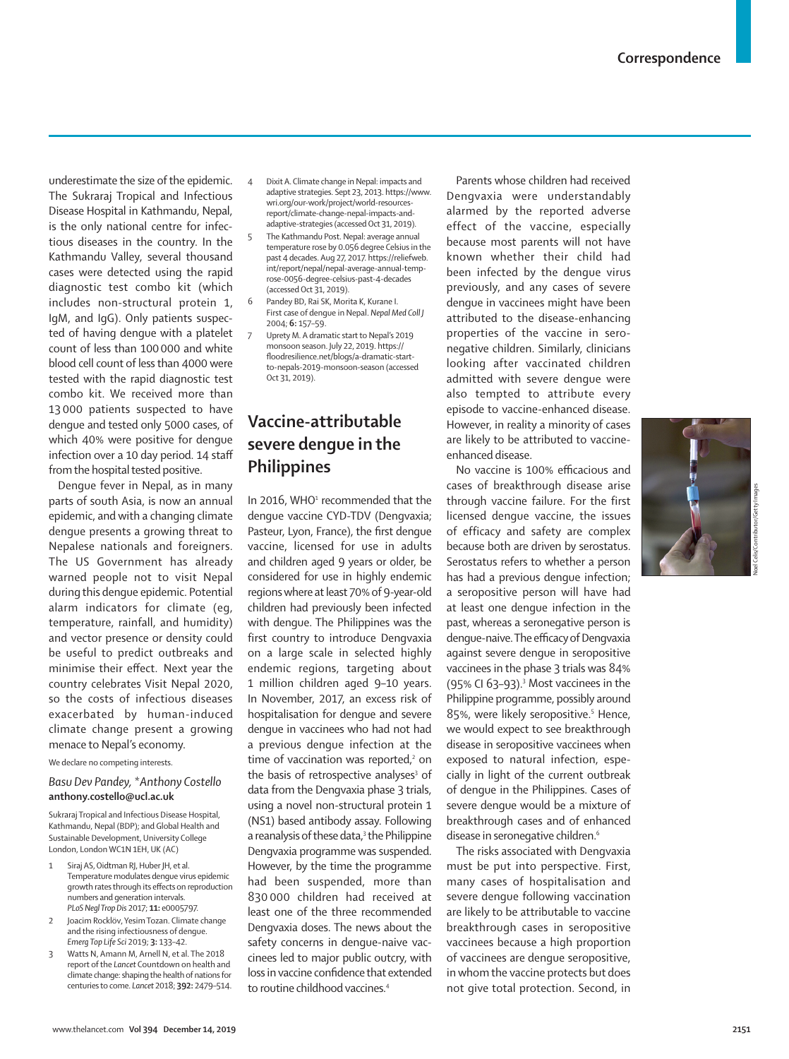underestimate the size of the epidemic. The Sukraraj Tropical and Infectious Disease Hospital in Kathmandu, Nepal, is the only national centre for infectious diseases in the country. In the Kathmandu Valley, several thousand cases were detected using the rapid diagnostic test combo kit (which includes non-structural protein 1, IgM, and IgG). Only patients suspected of having dengue with a platelet count of less than 100 000 and white blood cell count of less than 4000 were tested with the rapid diagnostic test combo kit. We received more than 13 000 patients suspected to have dengue and tested only 5000 cases, of which 40% were positive for dengue infection over a 10 day period. 14 staff from the hospital tested positive.

Dengue fever in Nepal, as in many parts of south Asia, is now an annual epidemic, and with a changing climate dengue presents a growing threat to Nepalese nationals and foreigners. The US Government has already warned people not to visit Nepal during this dengue epidemic. Potential alarm indicators for climate (eg, temperature, rainfall, and humidity) and vector presence or density could be useful to predict outbreaks and minimise their effect. Next year the country celebrates Visit Nepal 2020, so the costs of infectious diseases exacerbated by human-induced climate change present a growing menace to Nepal's economy.

We declare no competing interests.

*Basu Dev Pandey, \*Anthony Costello*
**anthony.costello@ucl.ac.uk**

Sukraraj Tropical and Infectious Disease Hospital, Kathmandu, Nepal (BDP); and Global Health and Sustainable Development, University College London, London WC1N 1EH, UK (AC)

1. Siraj AS, Oidtman RJ, Huber JH, et al. Temperature modulates dengue virus epidemic growth rates through its effects on reproduction numbers and generation intervals. *PLoS Negl Trop Dis* 2017; **11:** e0005797.
2. Joacim Rocklöv, Yesim Tozan. Climate change and the rising infectiousness of dengue. *Emerg Top Life Sci* 2019; **3:** 133–42.
3. Watts N, Amann M, Arnell N, et al. The 2018 report of the *Lancet* Countdown on health and climate change: shaping the health of nations for centuries to come. *Lancet* 2018; **392:** 2479–514.
4. Dixit A. Climate change in Nepal: impacts and adaptive strategies. Sept 23, 2013. https://www.wri.org/our-work/project/world-resources-report/climate-change-nepal-impacts-and-adaptive-strategies (accessed Oct 31, 2019).
5. The Kathmandu Post. Nepal: average annual temperature rose by 0.056 degree Celsius in the past 4 decades. Aug 27, 2017. https://reliefweb.int/report/nepal/nepal-average-annual-temp-rose-0056-degree-celsius-past-4-decades (accessed Oct 31, 2019).
6. Pandey BD, Rai SK, Morita K, Kurane I. First case of dengue in Nepal. *Nepal Med Coll J* 2004; **6:** 157–59.
7. Uprety M. A dramatic start to Nepal's 2019 monsoon season. July 22, 2019. https://floodresilience.net/blogs/a-dramatic-start-to-nepals-2019-monsoon-season (accessed Oct 31, 2019).

# Vaccine-attributable severe dengue in the Philippines

In 2016, WHO[1] recommended that the dengue vaccine CYD-TDV (Dengvaxia; Pasteur, Lyon, France), the first dengue vaccine, licensed for use in adults and children aged 9 years or older, be considered for use in highly endemic regions where at least 70% of 9-year-old children had previously been infected with dengue. The Philippines was the first country to introduce Dengvaxia on a large scale in selected highly endemic regions, targeting about 1 million children aged 9–10 years. In November, 2017, an excess risk of hospitalisation for dengue and severe dengue in vaccinees who had not had a previous dengue infection at the time of vaccination was reported,[2] on the basis of retrospective analyses[3] of data from the Dengvaxia phase 3 trials, using a novel non-structural protein 1 (NS1) based antibody assay. Following a reanalysis of these data,[3] the Philippine Dengvaxia programme was suspended. However, by the time the programme had been suspended, more than 830 000 children had received at least one of the three recommended Dengvaxia doses. The news about the safety concerns in dengue-naive vaccinees led to major public outcry, with loss in vaccine confidence that extended to routine childhood vaccines.[4]

Parents whose children had received Dengvaxia were understandably alarmed by the reported adverse effect of the vaccine, especially because most parents will not have known whether their child had been infected by the dengue virus previously, and any cases of severe dengue in vaccinees might have been attributed to the disease-enhancing properties of the vaccine in seronegative children. Similarly, clinicians looking after vaccinated children admitted with severe dengue were also tempted to attribute every episode to vaccine-enhanced disease. However, in reality a minority of cases are likely to be attributed to vaccine-enhanced disease.

No vaccine is 100% efficacious and cases of breakthrough disease arise through vaccine failure. For the first licensed dengue vaccine, the issues of efficacy and safety are complex because both are driven by serostatus. Serostatus refers to whether a person has had a previous dengue infection; a seropositive person will have had at least one dengue infection in the past, whereas a seronegative person is dengue-naive. The efficacy of Dengvaxia against severe dengue in seropositive vaccinees in the phase 3 trials was 84% (95% CI 63–93).[3] Most vaccinees in the Philippine programme, possibly around 85%, were likely seropositive.[5] Hence, we would expect to see breakthrough disease in seropositive vaccinees when exposed to natural infection, especially in light of the current outbreak of dengue in the Philippines. Cases of severe dengue would be a mixture of breakthrough cases and of enhanced disease in seronegative children.[6]

Noel Celis/Contributor/Getty Images

The risks associated with Dengvaxia must be put into perspective. First, many cases of hospitalisation and severe dengue following vaccination are likely to be attributable to vaccine breakthrough cases in seropositive vaccinees because a high proportion of vaccinees are dengue seropositive, in whom the vaccine protects but does not give total protection. Second, in